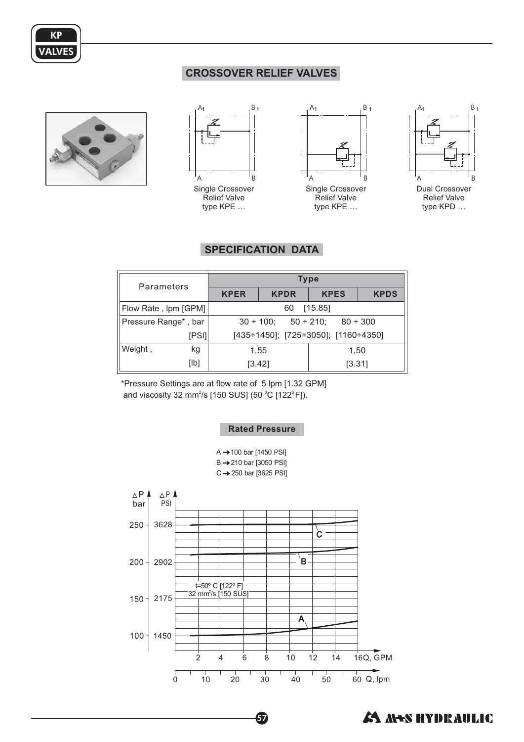## CROSSOVER RELIEF VALVES

Single Crossover Relief Valve type KPE …

Single Crossover Relief Valve type KPE …

Dual Crossover Relief Valve type KPD …

## SPECIFICATION DATA

| Parameters | Type | | | |
|---|---|---|---|---|
| | KPER | KPDR | KPES | KPDS |
| Flow Rate , lpm [GPM] | 60 [15.85] | | | |
| Pressure Range* , bar [PSI] | 30 ÷ 100; 50 ÷ 210; 80 ÷ 300 [435÷1450]; [725÷3050]; [1160÷4350] | | | |
| Weight , kg [lb] | 1,55 [3.42] | | 1,50 [3.31] | |

*Pressure Settings are at flow rate of 5 lpm [1.32 GPM] and viscosity 32 $mm^2/s$ [150 SUS] (50 °C [122° F]).

### Rated Pressure

A → 100 bar [1450 PSI]
B → 210 bar [3050 PSI]
C → 250 bar [3625 PSI]

t=50° C [122° F]
32 $mm^2/s$ [150 SUS]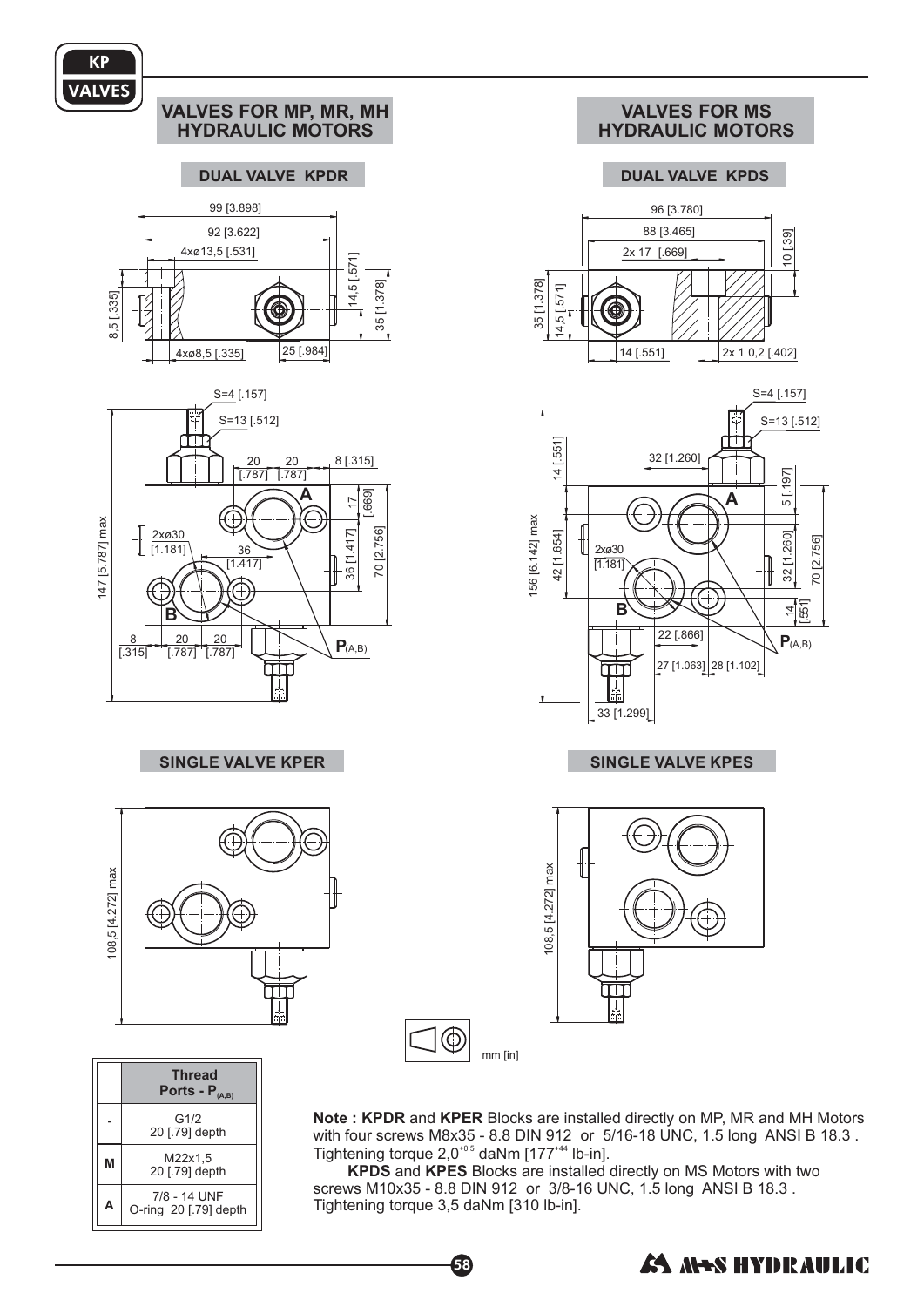## VALVES FOR MP, MR, MH HYDRAULIC MOTORS

### DUAL VALVE KPDR

99 [3.898]
92 [3.622]
4xø13,5 [.531]
8,5 [.335]
14,5 [.571]
35 [1.378]
4xø8,5 [.335]
25 [.984]

S=4 [.157]
S=13 [.512]
20 [.787] 20 [.787]
8 [.315]
17 [.669]
2xø30 [1.181]
36 [1.417]
36 [1.417]
70 [2.756]
147 [5.787] max
8 [.315] 20 [.787] 20 [.787]
A
B
P(A,B)

### SINGLE VALVE KPER

108,5 [4.272] max

## VALVES FOR MS HYDRAULIC MOTORS

### DUAL VALVE KPDS

96 [3.780]
88 [3.465]
2x 17 [.669]
10 [.39]
35 [1.378]
14,5 [.571]
14 [.551]
2x 1 0,2 [.402]

S=4 [.157]
S=13 [.512]
14 [.551]
32 [1.260]
5 [.197]
156 [6.142] max
42 [1.654]
2xø30 [1.181]
32 [1.260]
70 [2.756]
14 [.551]
22 [.866]
27 [1.063] 28 [1.102]
33 [1.299]
A
B
P(A,B)

### SINGLE VALVE KPES

108,5 [4.272] max

mm [in]

| | Thread Ports - $P_{(A,B)}$ |
|---|---|
| - | G1/2 20 [.79] depth |
| M | M22x1,5 20 [.79] depth |
| A | 7/8 - 14 UNF O-ring 20 [.79] depth |

**Note : KPDR** and **KPER** Blocks are installed directly on MP, MR and MH Motors with four screws M8x35 - 8.8 DIN 912 or 5/16-18 UNC, 1.5 long ANSI B 18.3 . Tightening torque $2{,}0^{+0{,}5}$ daNm [$177^{+44}$ lb-in].

**KPDS** and **KPES** Blocks are installed directly on MS Motors with two screws M10x35 - 8.8 DIN 912 or 3/8-16 UNC, 1.5 long ANSI B 18.3 . Tightening torque 3,5 daNm [310 lb-in].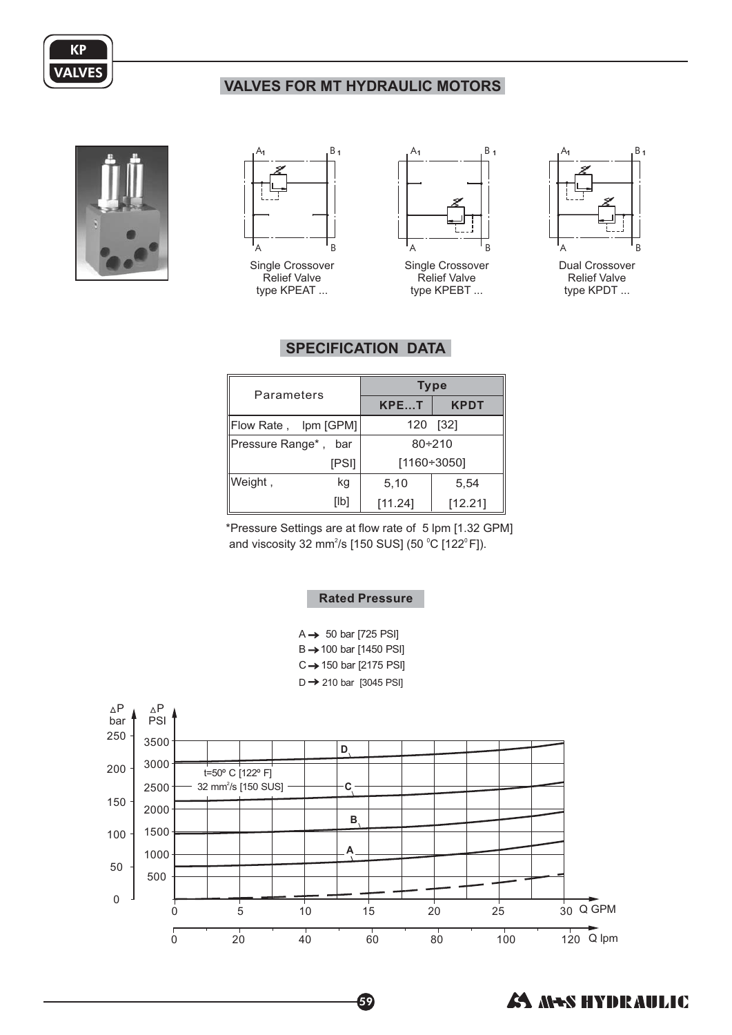## VALVES FOR MT HYDRAULIC MOTORS

Single Crossover Relief Valve type KPEAT ...

Single Crossover Relief Valve type KPEBT ...

Dual Crossover Relief Valve type KPDT ...

## SPECIFICATION DATA

| Parameters | Type | |
|---|---|---|
| | KPE...T | KPDT |
| Flow Rate , lpm [GPM] | 120 [32] | |
| Pressure Range* , bar [PSI] | 80÷210 [1160÷3050] | |
| Weight , kg [lb] | 5,10 [11.24] | 5,54 [12.21] |

*Pressure Settings are at flow rate of 5 lpm [1.32 GPM] and viscosity 32 mm²/s [150 SUS] (50 °C [122°F]).

### Rated Pressure

A → 50 bar [725 PSI]
B → 100 bar [1450 PSI]
C → 150 bar [2175 PSI]
D → 210 bar [3045 PSI]

t=50º C [122º F]
32 mm²/s [150 SUS]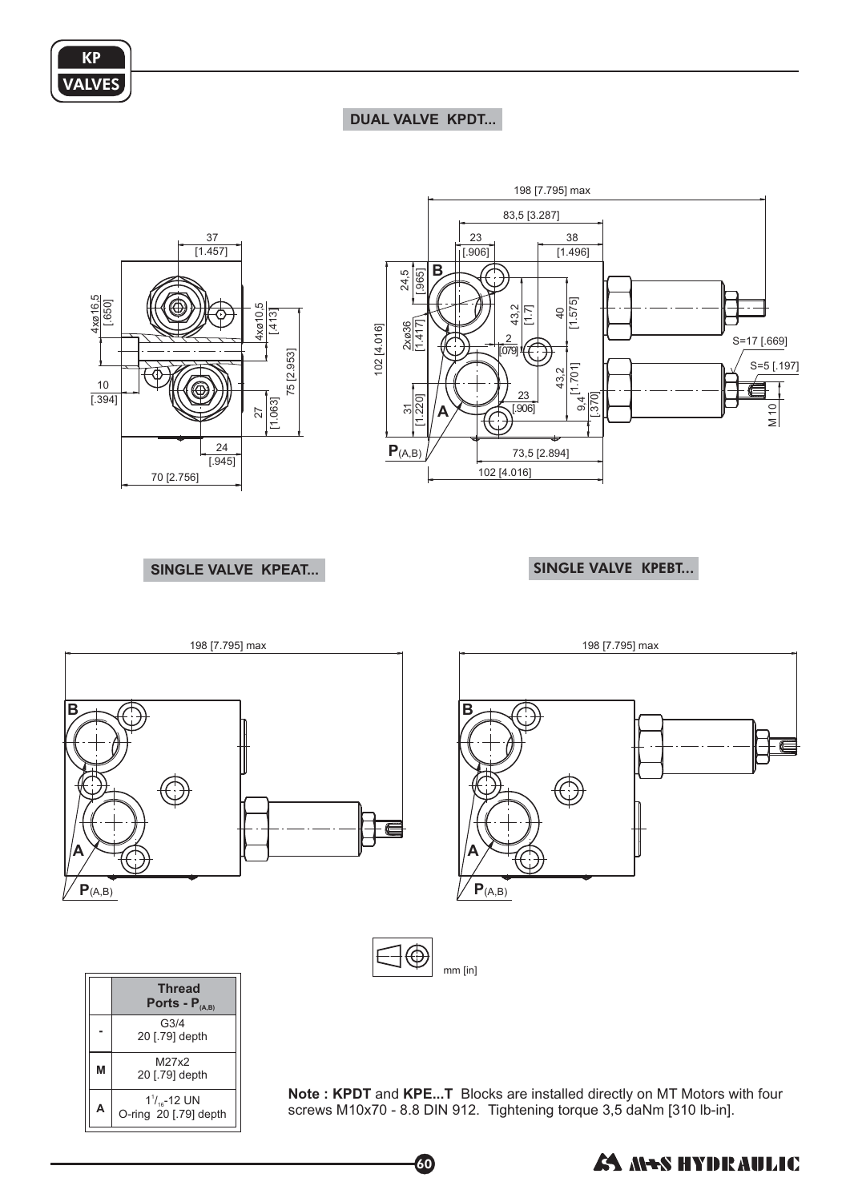## DUAL VALVE KPDT...

## SINGLE VALVE KPEAT...

## SINGLE VALVE KPEBT...

mm [in]

| | Thread Ports - $P_{(A,B)}$ |
|---|---|
| - | G3/4<br>20 [.79] depth |
| M | M27x2<br>20 [.79] depth |
| A | $1^{1}/_{16}$-12 UN<br>O-ring 20 [.79] depth |

**Note : KPDT** and **KPE...T** Blocks are installed directly on MT Motors with four screws M10x70 - 8.8 DIN 912. Tightening torque 3,5 daNm [310 lb-in].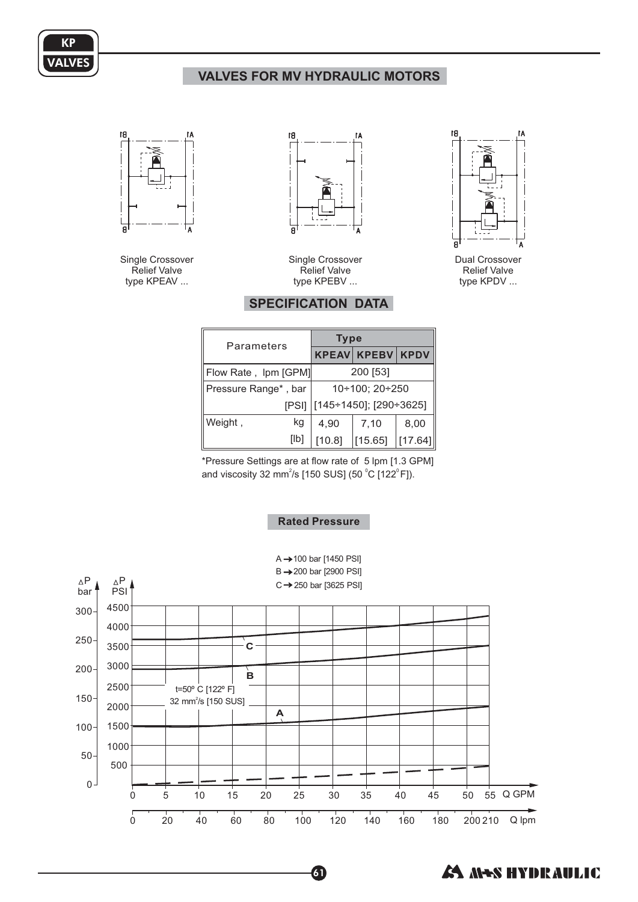## VALVES FOR MV HYDRAULIC MOTORS

Single Crossover Relief Valve type KPEAV ...

Single Crossover Relief Valve type KPEBV ...

Dual Crossover Relief Valve type KPDV ...

## SPECIFICATION DATA

| Parameters | Type | | |
|---|---|---|---|
| | KPEAV | KPEBV | KPDV |
| Flow Rate , lpm [GPM] | 200 [53] | | |
| Pressure Range* , bar | 10÷100; 20÷250 | | |
| [PSI] | [145÷1450]; [290÷3625] | | |
| Weight , kg | 4,90 | 7,10 | 8,00 |
| [lb] | [10.8] | [15.65] | [17.64] |

*Pressure Settings are at flow rate of 5 lpm [1.3 GPM] and viscosity 32 $mm^2/s$ [150 SUS] (50 °C [122°F]).

### Rated Pressure

A → 100 bar [1450 PSI]
B → 200 bar [2900 PSI]
C → 250 bar [3625 PSI]

t=50° C [122° F]
32 $mm^2/s$ [150 SUS]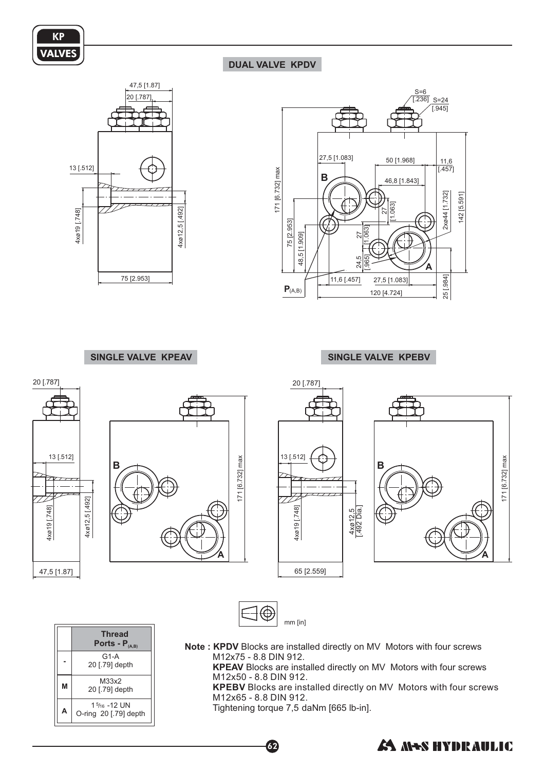## DUAL VALVE KPDV

## SINGLE VALVE KPEAV

## SINGLE VALVE KPEBV

mm [in]

| | Thread Ports - $P_{(A,B)}$ |
|---|---|
| - | G1-A 20 [.79] depth |
| M | M33x2 20 [.79] depth |
| A | 1 5/16 -12 UN O-ring 20 [.79] depth |

**Note : KPDV** Blocks are installed directly on MV Motors with four screws M12x75 - 8.8 DIN 912.
**KPEAV** Blocks are installed directly on MV Motors with four screws M12x50 - 8.8 DIN 912.
**KPEBV** Blocks are installed directly on MV Motors with four screws M12x65 - 8.8 DIN 912.
Tightening torque 7,5 daNm [665 lb-in].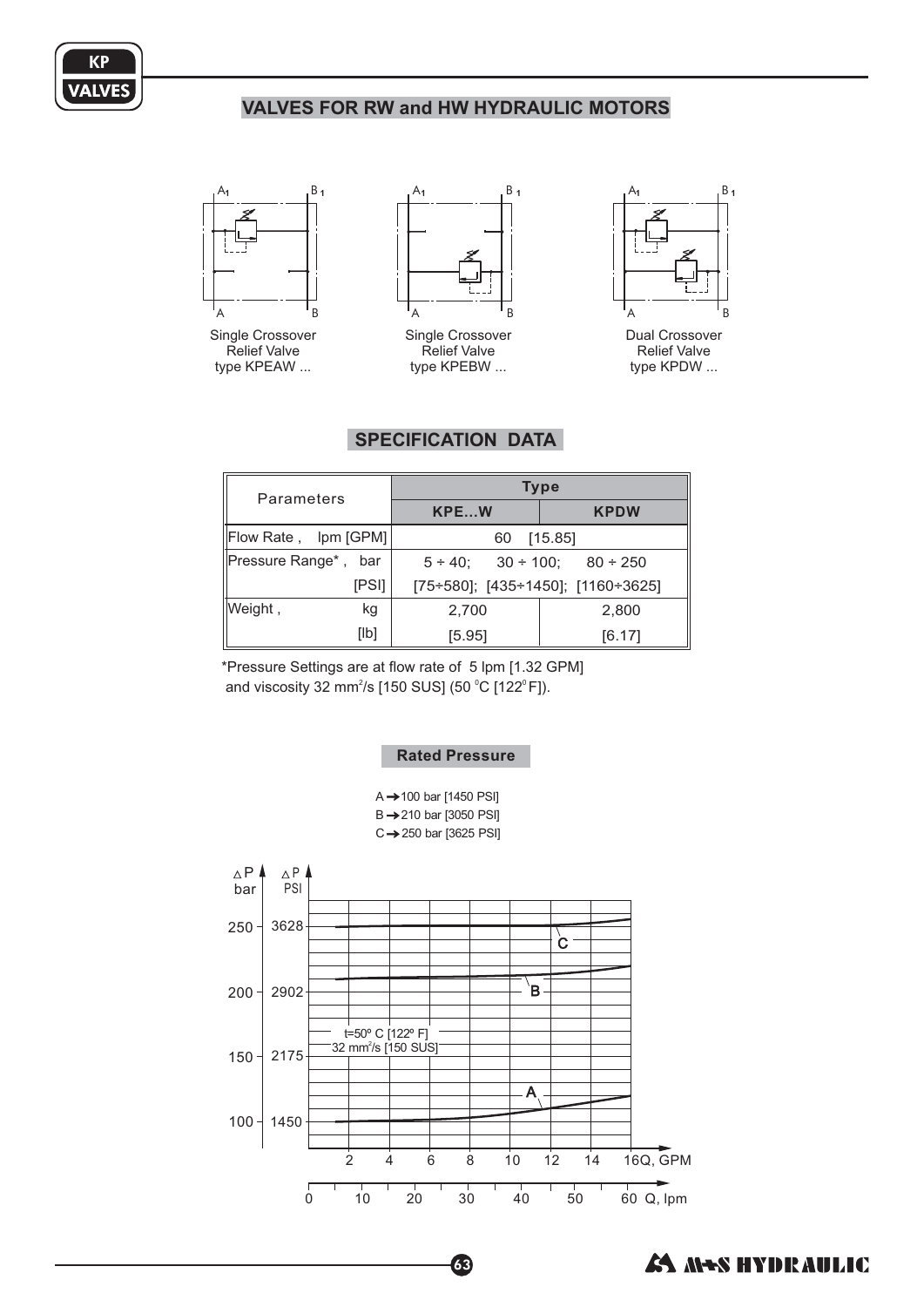## VALVES FOR RW and HW HYDRAULIC MOTORS

Single Crossover Relief Valve type KPEAW ...

Single Crossover Relief Valve type KPEBW ...

Dual Crossover Relief Valve type KPDW ...

## SPECIFICATION DATA

| Parameters | Type | |
|---|---|---|
| | KPE...W | KPDW |
| Flow Rate , lpm [GPM] | 60 [15.85] | |
| Pressure Range* , bar | 5 ÷ 40; 30 ÷ 100; 80 ÷ 250 | |
| [PSI] | [75÷580]; [435÷1450]; [1160÷3625] | |
| Weight , kg | 2,700 | 2,800 |
| [lb] | [5.95] | [6.17] |

*Pressure Settings are at flow rate of 5 lpm [1.32 GPM] and viscosity 32 $mm^2/s$ [150 SUS] (50 °C [122°F]).

### Rated Pressure

A → 100 bar [1450 PSI]
B → 210 bar [3050 PSI]
C → 250 bar [3625 PSI]

t=50º C [122º F]
32 $mm^2/s$ [150 SUS]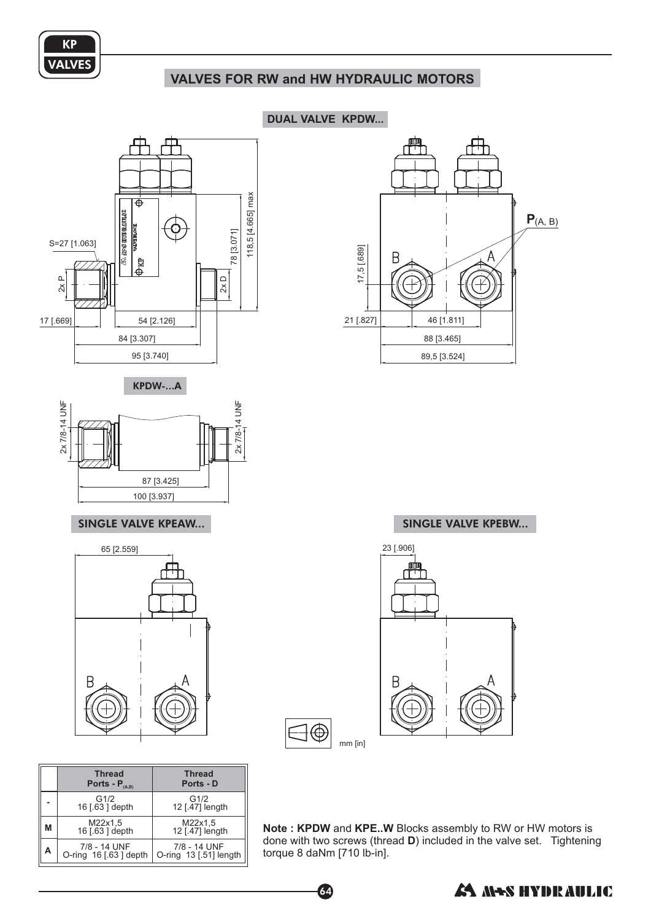## VALVES FOR RW and HW HYDRAULIC MOTORS

### DUAL VALVE KPDW...

S=27 [1.063]

2x P

2x D

17 [.669]

54 [2.126]

84 [3.307]

95 [3.740]

78 [3.071]

118,5 [4.665] max

P(A, B)

B

A

17,5 [.689]

21 [.827]

46 [1.811]

88 [3.465]

89,5 [3.524]

### KPDW-...A

2x 7/8-14 UNF

2x 7/8-14 UNF

87 [3.425]

100 [3.937]

### SINGLE VALVE KPEAW...

65 [2.559]

B

A

### SINGLE VALVE KPEBW...

23 [.906]

B

A

mm [in]

| | Thread Ports - $P_{(A,B)}$ | Thread Ports - D |
|---|---|---|
| - | G1/2<br>16 [.63 ] depth | G1/2<br>12 [.47] length |
| M | M22x1,5<br>16 [.63 ] depth | M22x1,5<br>12 [.47] length |
| A | 7/8 - 14 UNF<br>O-ring 16 [.63 ] depth | 7/8 - 14 UNF<br>O-ring 13 [.51] length |

**Note : KPDW** and **KPE..W** Blocks assembly to RW or HW motors is done with two screws (thread **D**) included in the valve set. Tightening torque 8 daNm [710 lb-in].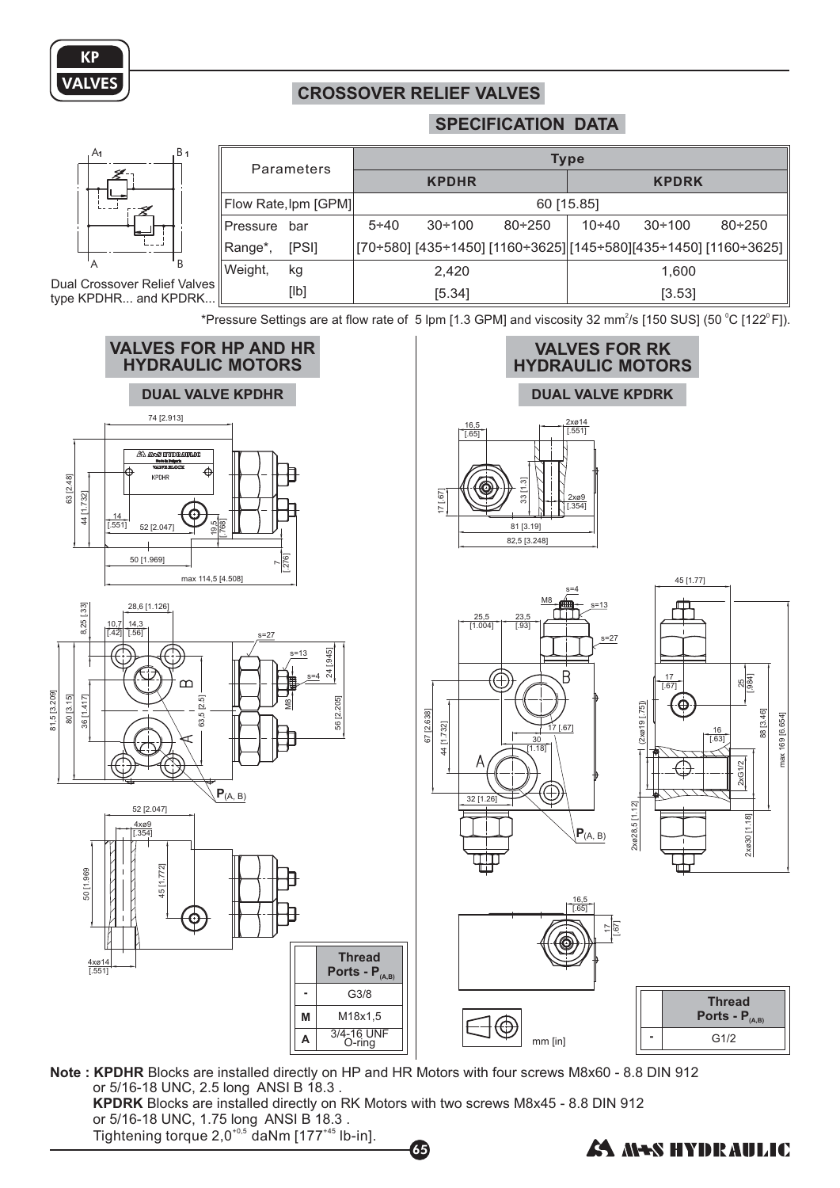# CROSSOVER RELIEF VALVES

## SPECIFICATION DATA

Dual Crossover Relief Valves type KPDHR... and KPDRK...

| Parameters | | KPDHR | | | KPDRK | | |
|---|---|---|---|---|---|---|---|
| Flow Rate, lpm [GPM] | | 60 [15.85] | | | | | |
| Pressure Range*, | bar | 5÷40 | 30÷100 | 80÷250 | 10÷40 | 30÷100 | 80÷250 |
| | [PSI] | [70÷580] | [435÷1450] | [1160÷3625] | [145÷580] | [435÷1450] | [1160÷3625] |
| Weight, | kg | 2,420 | | | 1,600 | | |
| | [lb] | [5.34] | | | [3.53] | | |

*Pressure Settings are at flow rate of 5 lpm [1.3 GPM] and viscosity 32 mm²/s [150 SUS] (50 °C [122° F]).

## VALVES FOR HP AND HR HYDRAULIC MOTORS

### DUAL VALVE KPDHR

| | Thread Ports - $P_{(A,B)}$ |
|---|---|
| - | G3/8 |
| M | M18x1,5 |
| A | 3/4-16 UNF O-ring |

## VALVES FOR RK HYDRAULIC MOTORS

### DUAL VALVE KPDRK

| | Thread Ports - $P_{(A,B)}$ |
|---|---|
| - | G1/2 |

mm [in]

**Note : KPDHR** Blocks are installed directly on HP and HR Motors with four screws M8x60 - 8.8 DIN 912 or 5/16-18 UNC, 2.5 long ANSI B 18.3 .
**KPDRK** Blocks are installed directly on RK Motors with two screws M8x45 - 8.8 DIN 912 or 5/16-18 UNC, 1.75 long ANSI B 18.3 .
Tightening torque $2,0^{+0,5}$ daNm [$177^{+45}$ lb-in].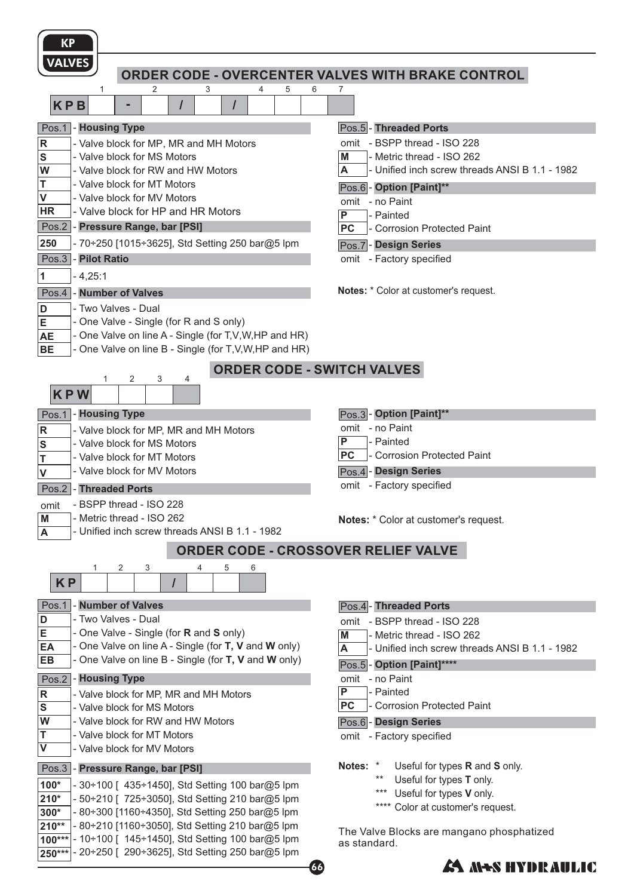## ORDER CODE - OVERCENTER VALVES WITH BRAKE CONTROL

| | 1 | | 2 | | 3 | | 4 | 5 | 6 | 7 |
|---|---|---|---|---|---|---|---|---|---|---|
| KPB | | - | | / | | / | | | | |

**Pos.1 - Housing Type**

- **R** - Valve block for MP, MR and MH Motors
- **S** - Valve block for MS Motors
- **W** - Valve block for RW and HW Motors
- **T** - Valve block for MT Motors
- **V** - Valve block for MV Motors
- **HR** - Valve block for HP and HR Motors

**Pos.2 - Pressure Range, bar [PSI]**

- **250** - 70÷250 [1015÷3625], Std Setting 250 bar@5 lpm

**Pos.3 - Pilot Ratio**

- **1** - 4,25:1

**Pos.4 - Number of Valves**

- **D** - Two Valves - Dual
- **E** - One Valve - Single (for R and S only)
- **AE** - One Valve on line A - Single (for T,V,W,HP and HR)
- **BE** - One Valve on line B - Single (for T,V,W,HP and HR)

**Pos.5 - Threaded Ports**

- omit - BSPP thread - ISO 228
- **M** - Metric thread - ISO 262
- **A** - Unified inch screw threads ANSI B 1.1 - 1982

**Pos.6 - Option [Paint]****

- omit - no Paint
- **P** - Painted
- **PC** - Corrosion Protected Paint

**Pos.7 - Design Series**

- omit - Factory specified

**Notes:** * Color at customer's request.

## ORDER CODE - SWITCH VALVES

| | 1 | 2 | 3 | 4 |
|---|---|---|---|---|
| KPW | | | | |

**Pos.1 - Housing Type**

- **R** - Valve block for MP, MR and MH Motors
- **S** - Valve block for MS Motors
- **T** - Valve block for MT Motors
- **V** - Valve block for MV Motors

**Pos.2 - Threaded Ports**

- omit - BSPP thread - ISO 228
- **M** - Metric thread - ISO 262
- **A** - Unified inch screw threads ANSI B 1.1 - 1982

**Pos.3 - Option [Paint]****

- omit - no Paint
- **P** - Painted
- **PC** - Corrosion Protected Paint

**Pos.4 - Design Series**

- omit - Factory specified

**Notes:** * Color at customer's request.

## ORDER CODE - CROSSOVER RELIEF VALVE

| | 1 | 2 | 3 | | 4 | 5 | 6 |
|---|---|---|---|---|---|---|---|
| KP | | | | / | | | |

**Pos.1 - Number of Valves**

- **D** - Two Valves - Dual
- **E** - One Valve - Single (for **R** and **S** only)
- **EA** - One Valve on line A - Single (for **T, V** and **W** only)
- **EB** - One Valve on line B - Single (for **T, V** and **W** only)

**Pos.2 - Housing Type**

- **R** - Valve block for MP, MR and MH Motors
- **S** - Valve block for MS Motors
- **W** - Valve block for RW and HW Motors
- **T** - Valve block for MT Motors
- **V** - Valve block for MV Motors

**Pos.3 - Pressure Range, bar [PSI]**

- **100*** - 30÷100 [ 435÷1450], Std Setting 100 bar@5 lpm
- **210*** - 50÷210 [ 725÷3050], Std Setting 210 bar@5 lpm
- **300*** - 80÷300 [1160÷4350], Std Setting 250 bar@5 lpm
- **210**** - 80÷210 [1160÷3050], Std Setting 210 bar@5 lpm
- **100***** - 10÷100 [ 145÷1450], Std Setting 100 bar@5 lpm
- **250***** - 20÷250 [ 290÷3625], Std Setting 250 bar@5 lpm

**Pos.4 - Threaded Ports**

- omit - BSPP thread - ISO 228
- **M** - Metric thread - ISO 262
- **A** - Unified inch screw threads ANSI B 1.1 - 1982

**Pos.5 - Option [Paint]******

- omit - no Paint
- **P** - Painted
- **PC** - Corrosion Protected Paint

**Pos.6 - Design Series**

- omit - Factory specified

**Notes:**
- \* Useful for types **R** and **S** only.
- \** Useful for types **T** only.
- \*** Useful for types **V** only.
- \**** Color at customer's request.

The Valve Blocks are mangano phosphatized as standard.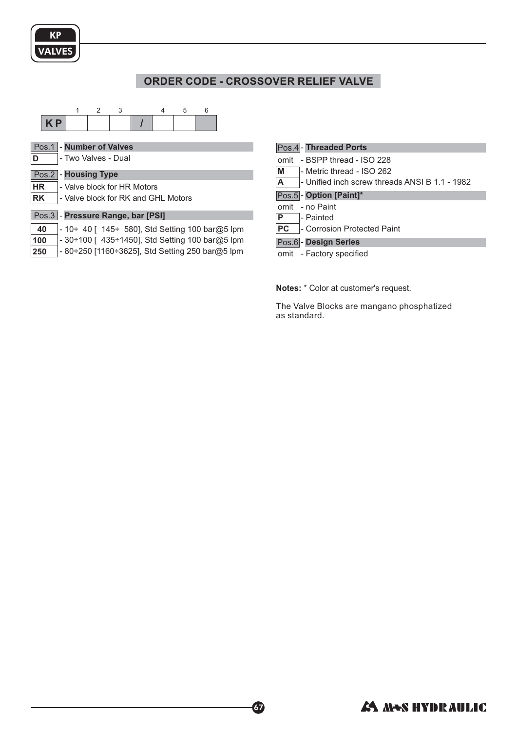## ORDER CODE - CROSSOVER RELIEF VALVE

| | 1 | 2 | 3 | | 4 | 5 | 6 |
|---|---|---|---|---|---|---|---|
| KP | | | | / | | | |

**Pos.1 - Number of Valves**

| | |
|---|---|
| D | - Two Valves - Dual |

**Pos.2 - Housing Type**

| | |
|---|---|
| HR | - Valve block for HR Motors |
| RK | - Valve block for RK and GHL Motors |

**Pos.3 - Pressure Range, bar [PSI]**

| | |
|---|---|
| 40 | - 10÷ 40 [ 145÷ 580], Std Setting 100 bar@5 lpm |
| 100 | - 30÷100 [ 435÷1450], Std Setting 100 bar@5 lpm |
| 250 | - 80÷250 [1160÷3625], Std Setting 250 bar@5 lpm |

**Pos.4 - Threaded Ports**

| | |
|---|---|
| omit | - BSPP thread - ISO 228 |
| M | - Metric thread - ISO 262 |
| A | - Unified inch screw threads ANSI B 1.1 - 1982 |

**Pos.5 - Option [Paint]***

| | |
|---|---|
| omit | - no Paint |
| P | - Painted |
| PC | - Corrosion Protected Paint |

**Pos.6 - Design Series**

| | |
|---|---|
| omit | - Factory specified |

**Notes:** * Color at customer's request.

The Valve Blocks are mangano phosphatized as standard.